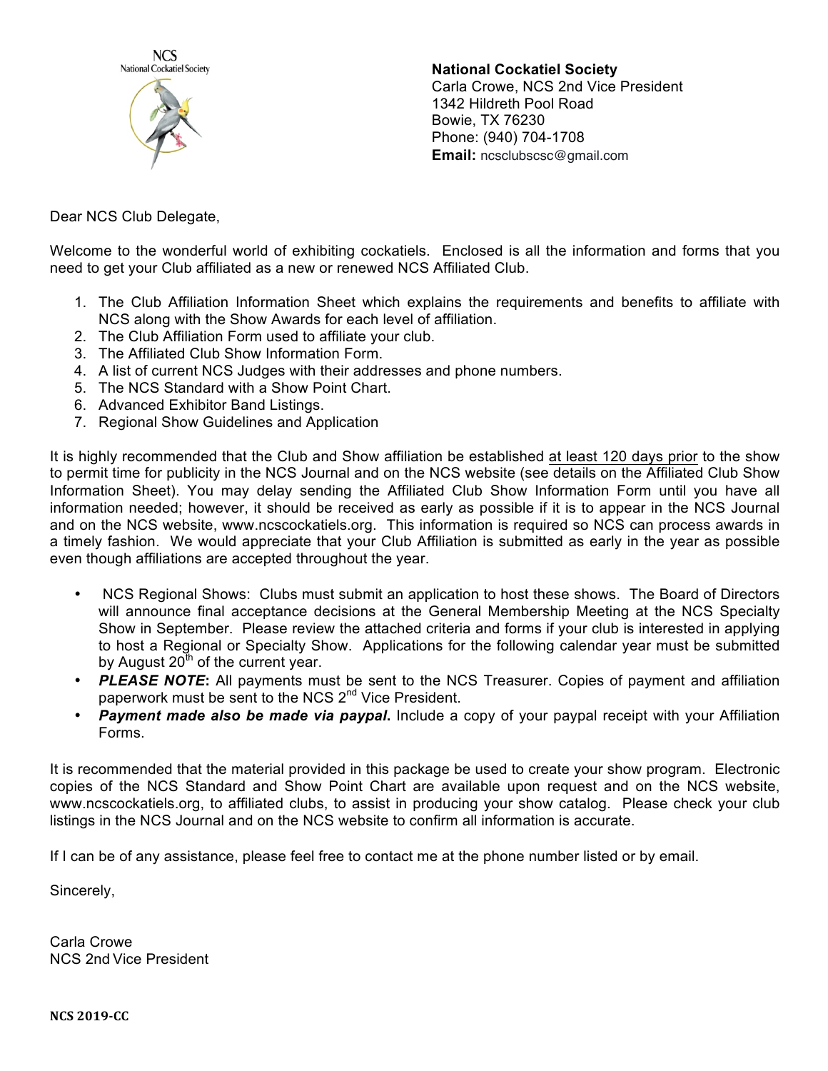NCS
National Cockatiel Society

**National Cockatiel Society**
Carla Crowe, NCS 2nd Vice President
1342 Hildreth Pool Road
Bowie, TX 76230
Phone: (940) 704-1708
**Email:** ncsclubscsc@gmail.com

Dear NCS Club Delegate,

Welcome to the wonderful world of exhibiting cockatiels. Enclosed is all the information and forms that you need to get your Club affiliated as a new or renewed NCS Affiliated Club.

1. The Club Affiliation Information Sheet which explains the requirements and benefits to affiliate with NCS along with the Show Awards for each level of affiliation.
2. The Club Affiliation Form used to affiliate your club.
3. The Affiliated Club Show Information Form.
4. A list of current NCS Judges with their addresses and phone numbers.
5. The NCS Standard with a Show Point Chart.
6. Advanced Exhibitor Band Listings.
7. Regional Show Guidelines and Application

It is highly recommended that the Club and Show affiliation be established at least 120 days prior to the show to permit time for publicity in the NCS Journal and on the NCS website (see details on the Affiliated Club Show Information Sheet). You may delay sending the Affiliated Club Show Information Form until you have all information needed; however, it should be received as early as possible if it is to appear in the NCS Journal and on the NCS website, www.ncscockatiels.org. This information is required so NCS can process awards in a timely fashion. We would appreciate that your Club Affiliation is submitted as early in the year as possible even though affiliations are accepted throughout the year.

- NCS Regional Shows: Clubs must submit an application to host these shows. The Board of Directors will announce final acceptance decisions at the General Membership Meeting at the NCS Specialty Show in September. Please review the attached criteria and forms if your club is interested in applying to host a Regional or Specialty Show. Applications for the following calendar year must be submitted by August 20th of the current year.
- ***PLEASE NOTE*:** All payments must be sent to the NCS Treasurer. Copies of payment and affiliation paperwork must be sent to the NCS 2nd Vice President.
- ***Payment made also be made via paypal.*** Include a copy of your paypal receipt with your Affiliation Forms.

It is recommended that the material provided in this package be used to create your show program. Electronic copies of the NCS Standard and Show Point Chart are available upon request and on the NCS website, www.ncscockatiels.org, to affiliated clubs, to assist in producing your show catalog. Please check your club listings in the NCS Journal and on the NCS website to confirm all information is accurate.

If I can be of any assistance, please feel free to contact me at the phone number listed or by email.

Sincerely,

Carla Crowe
NCS 2nd Vice President

NCS 2019-CC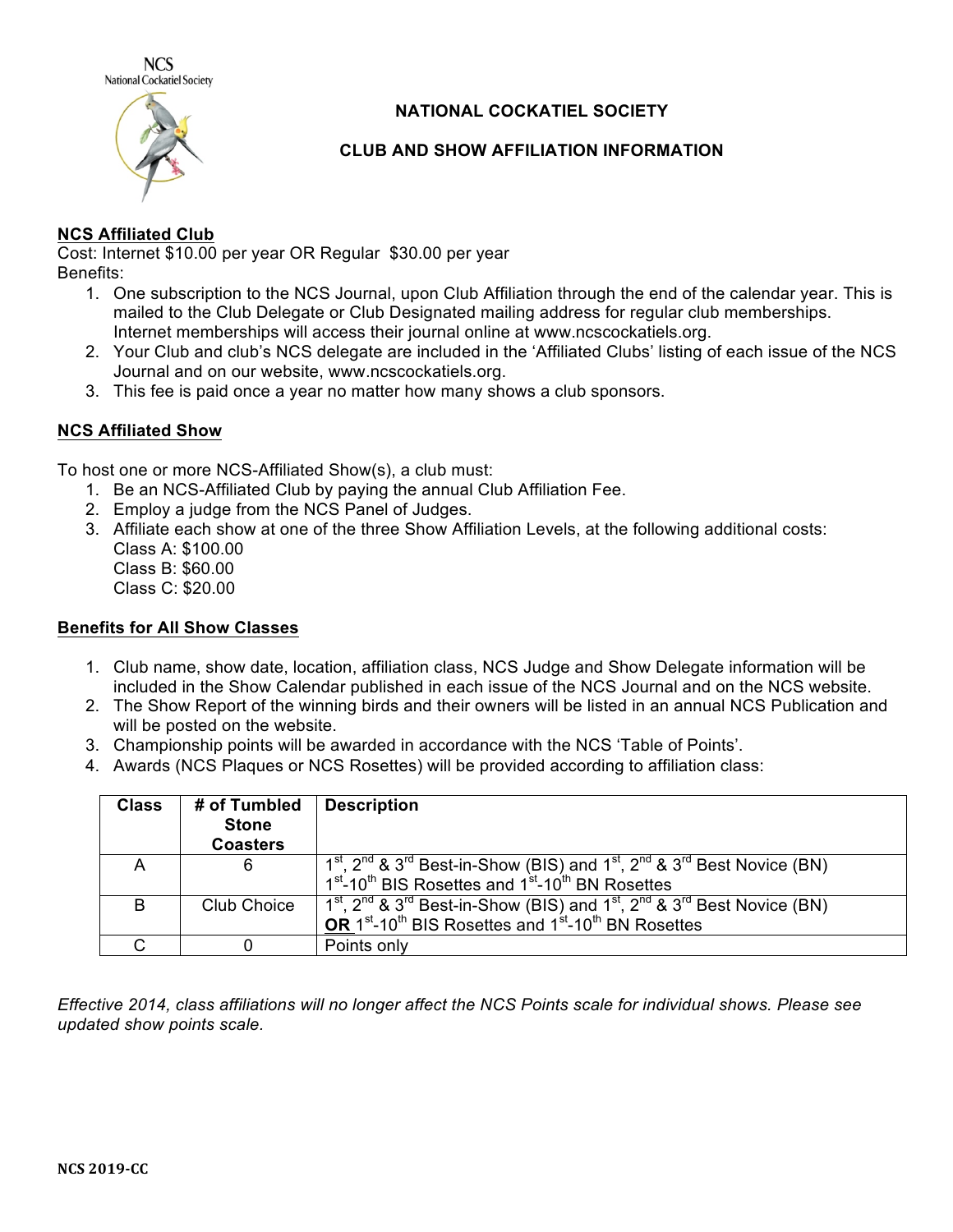NCS
National Cockatiel Society

# NATIONAL COCKATIEL SOCIETY

## CLUB AND SHOW AFFILIATION INFORMATION

**NCS Affiliated Club**

Cost: Internet $10.00 per year OR Regular $30.00 per year

Benefits:

1. One subscription to the NCS Journal, upon Club Affiliation through the end of the calendar year. This is mailed to the Club Delegate or Club Designated mailing address for regular club memberships. Internet memberships will access their journal online at www.ncscockatiels.org.
2. Your Club and club's NCS delegate are included in the 'Affiliated Clubs' listing of each issue of the NCS Journal and on our website, www.ncscockatiels.org.
3. This fee is paid once a year no matter how many shows a club sponsors.

**NCS Affiliated Show**

To host one or more NCS-Affiliated Show(s), a club must:

1. Be an NCS-Affiliated Club by paying the annual Club Affiliation Fee.
2. Employ a judge from the NCS Panel of Judges.
3. Affiliate each show at one of the three Show Affiliation Levels, at the following additional costs:
   Class A: $100.00
   Class B: $60.00
   Class C: $20.00

**Benefits for All Show Classes**

1. Club name, show date, location, affiliation class, NCS Judge and Show Delegate information will be included in the Show Calendar published in each issue of the NCS Journal and on the NCS website.
2. The Show Report of the winning birds and their owners will be listed in an annual NCS Publication and will be posted on the website.
3. Championship points will be awarded in accordance with the NCS 'Table of Points'.
4. Awards (NCS Plaques or NCS Rosettes) will be provided according to affiliation class:

| Class | # of Tumbled Stone Coasters | Description |
|---|---|---|
| A | 6 | 1st, 2nd & 3rd Best-in-Show (BIS) and 1st, 2nd & 3rd Best Novice (BN) 1st-10th BIS Rosettes and 1st-10th BN Rosettes |
| B | Club Choice | 1st, 2nd & 3rd Best-in-Show (BIS) and 1st, 2nd & 3rd Best Novice (BN) **OR** 1st-10th BIS Rosettes and 1st-10th BN Rosettes |
| C | 0 | Points only |

*Effective 2014, class affiliations will no longer affect the NCS Points scale for individual shows. Please see updated show points scale.*

**NCS 2019-CC**